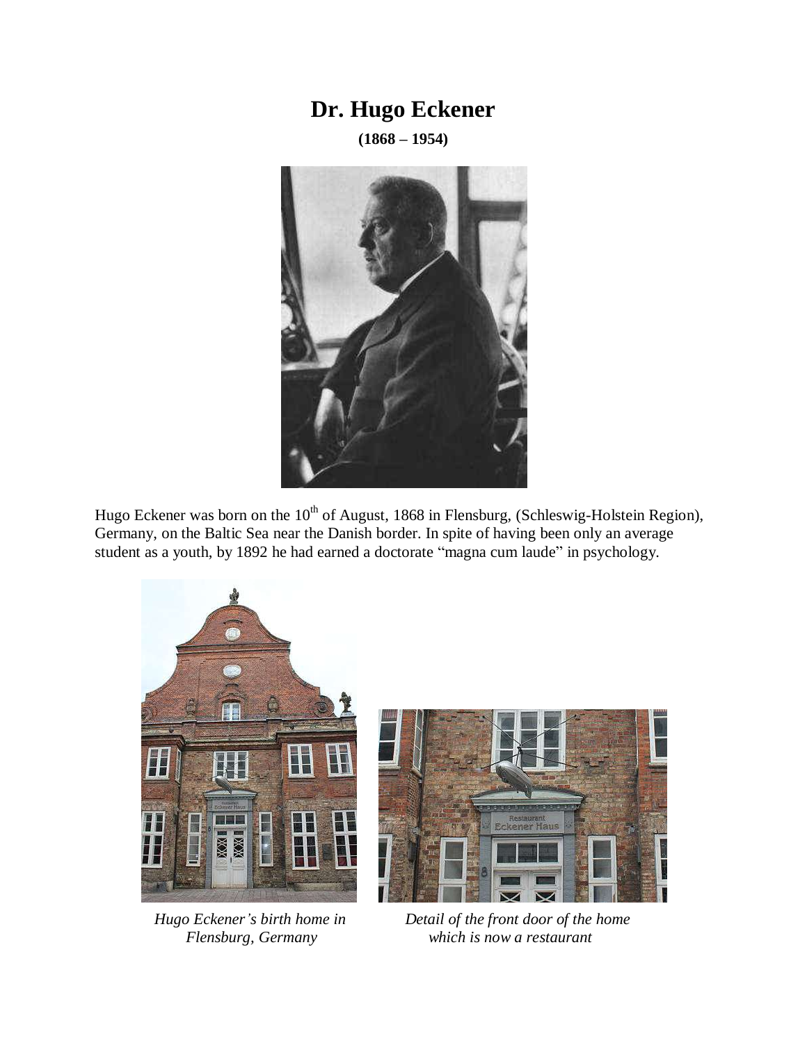# Dr. Hugo Eckener

**(1868 – 1954)**

Hugo Eckener was born on the 10th of August, 1868 in Flensburg, (Schleswig-Holstein Region), Germany, on the Baltic Sea near the Danish border. In spite of having been only an average student as a youth, by 1892 he had earned a doctorate "magna cum laude" in psychology.

*Hugo Eckener's birth home in Flensburg, Germany*

*Detail of the front door of the home which is now a restaurant*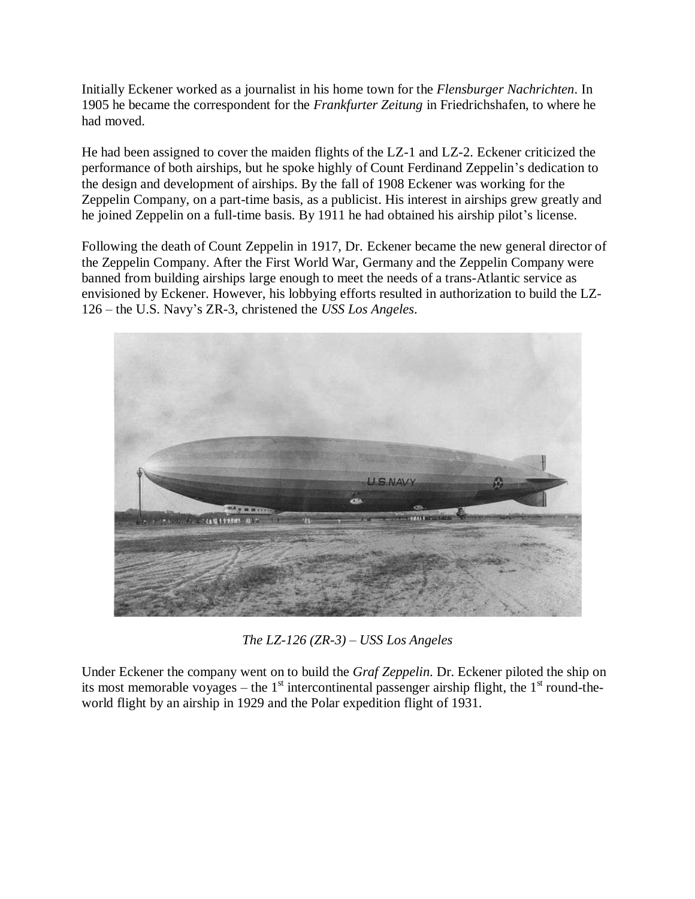Initially Eckener worked as a journalist in his home town for the *Flensburger Nachrichten*. In 1905 he became the correspondent for the *Frankfurter Zeitung* in Friedrichshafen, to where he had moved.

He had been assigned to cover the maiden flights of the LZ-1 and LZ-2. Eckener criticized the performance of both airships, but he spoke highly of Count Ferdinand Zeppelin's dedication to the design and development of airships. By the fall of 1908 Eckener was working for the Zeppelin Company, on a part-time basis, as a publicist. His interest in airships grew greatly and he joined Zeppelin on a full-time basis. By 1911 he had obtained his airship pilot's license.

Following the death of Count Zeppelin in 1917, Dr. Eckener became the new general director of the Zeppelin Company. After the First World War, Germany and the Zeppelin Company were banned from building airships large enough to meet the needs of a trans-Atlantic service as envisioned by Eckener. However, his lobbying efforts resulted in authorization to build the LZ-126 – the U.S. Navy's ZR-3, christened the *USS Los Angeles*.

*The LZ-126 (ZR-3) – USS Los Angeles*

Under Eckener the company went on to build the *Graf Zeppelin*. Dr. Eckener piloted the ship on its most memorable voyages – the 1st intercontinental passenger airship flight, the 1st round-the-world flight by an airship in 1929 and the Polar expedition flight of 1931.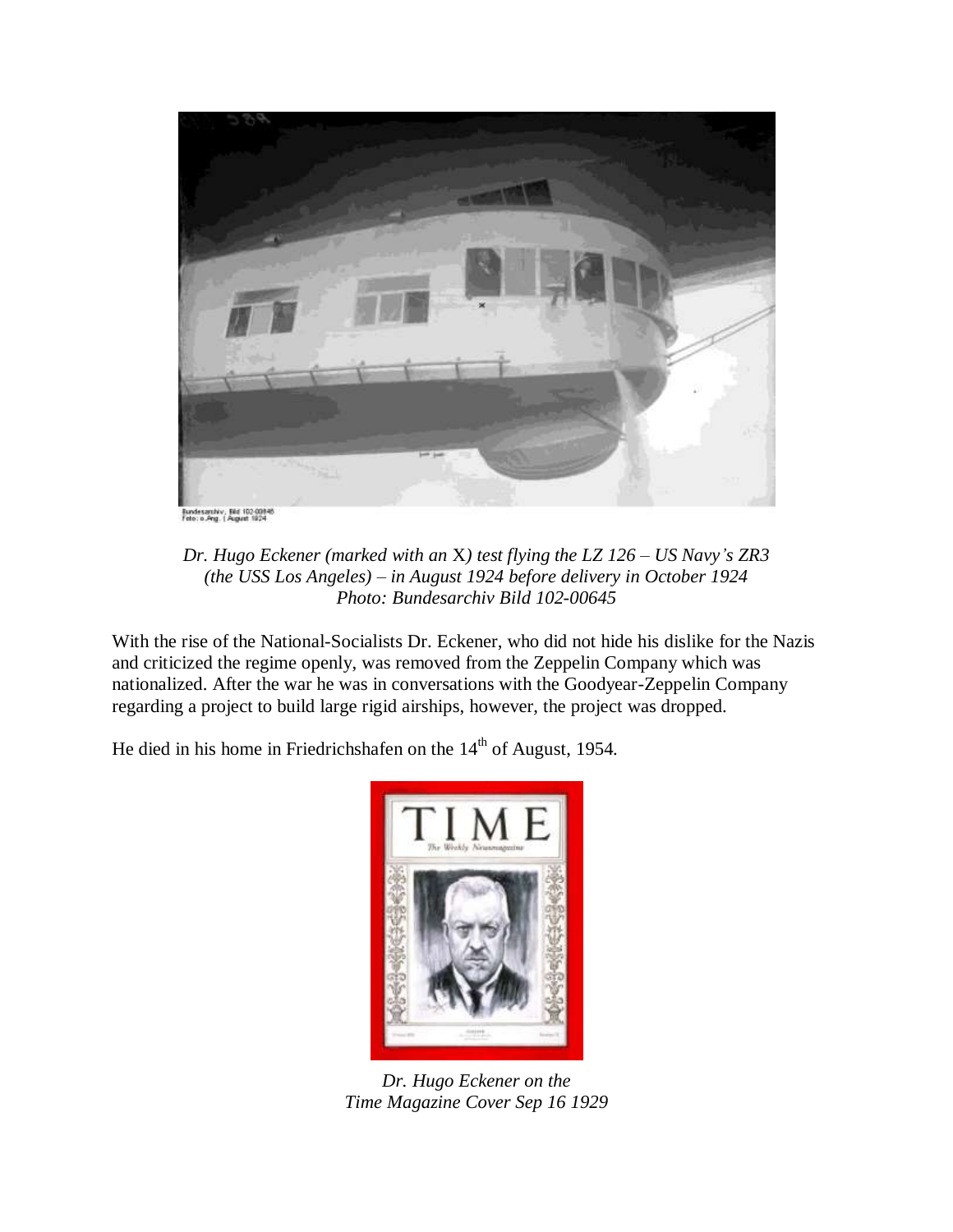Bundesarchiv, Bild 102-00645
Foto: o.Ang. | August 1924

*Dr. Hugo Eckener (marked with an X) test flying the LZ 126 – US Navy's ZR3 (the USS Los Angeles) – in August 1924 before delivery in October 1924*
*Photo: Bundesarchiv Bild 102-00645*

With the rise of the National-Socialists Dr. Eckener, who did not hide his dislike for the Nazis and criticized the regime openly, was removed from the Zeppelin Company which was nationalized. After the war he was in conversations with the Goodyear-Zeppelin Company regarding a project to build large rigid airships, however, the project was dropped.

He died in his home in Friedrichshafen on the 14th of August, 1954.

*Dr. Hugo Eckener on the*
*Time Magazine Cover Sep 16 1929*